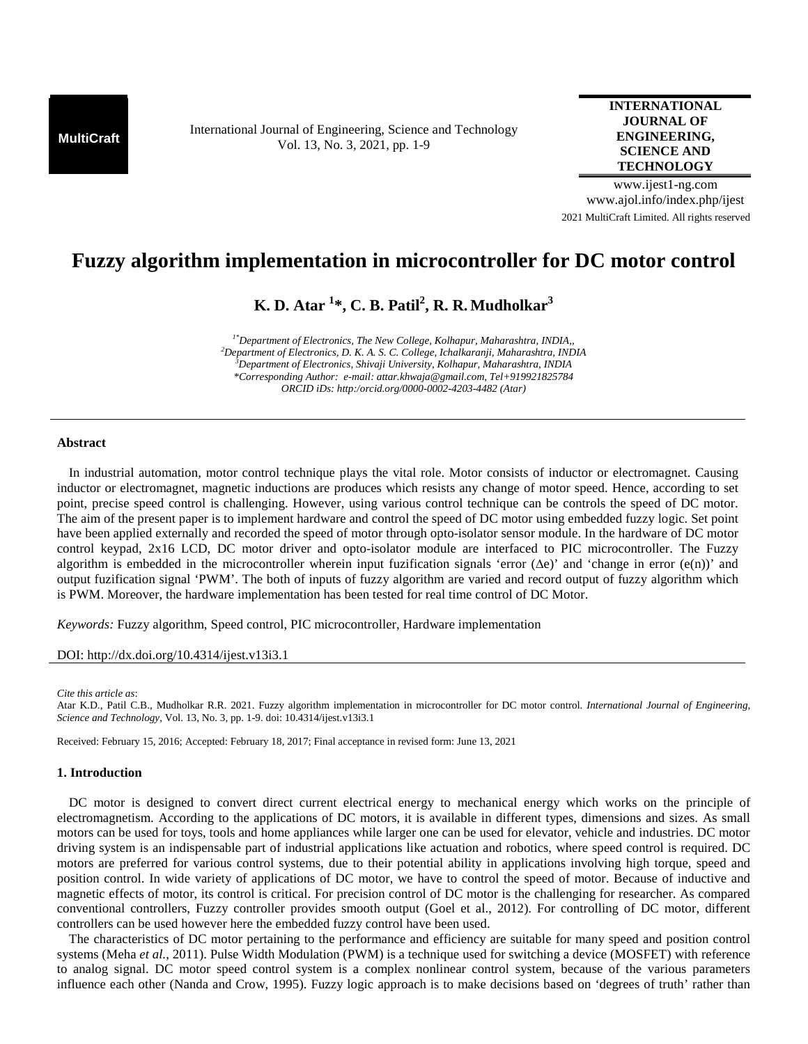MultiCraft

International Journal of Engineering, Science and Technology
Vol. 13, No. 3, 2021, pp. 1-9

**INTERNATIONAL JOURNAL OF ENGINEERING, SCIENCE AND TECHNOLOGY**

www.ijest1-ng.com
www.ajol.info/index.php/ijest
2021 MultiCraft Limited. All rights reserved

# Fuzzy algorithm implementation in microcontroller for DC motor control

**K. D. Atar [1]\*, C. B. Patil[2], R. R. Mudholkar[3]**

*[1*]Department of Electronics, The New College, Kolhapur, Maharashtra, INDIA,,*
*[2]Department of Electronics, D. K. A. S. C. College, Ichalkaranji, Maharashtra, INDIA*
*[3]Department of Electronics, Shivaji University, Kolhapur, Maharashtra, INDIA*
*\*Corresponding Author: e-mail: attar.khwaja@gmail.com, Tel+919921825784*
*ORCID iDs: http:/orcid.org/0000-0002-4203-4482 (Atar)*

## Abstract

In industrial automation, motor control technique plays the vital role. Motor consists of inductor or electromagnet. Causing inductor or electromagnet, magnetic inductions are produces which resists any change of motor speed. Hence, according to set point, precise speed control is challenging. However, using various control technique can be controls the speed of DC motor. The aim of the present paper is to implement hardware and control the speed of DC motor using embedded fuzzy logic. Set point have been applied externally and recorded the speed of motor through opto-isolator sensor module. In the hardware of DC motor control keypad, 2x16 LCD, DC motor driver and opto-isolator module are interfaced to PIC microcontroller. The Fuzzy algorithm is embedded in the microcontroller wherein input fuzification signals 'error ($\Delta$e)' and 'change in error (e(n))' and output fuzification signal 'PWM'. The both of inputs of fuzzy algorithm are varied and record output of fuzzy algorithm which is PWM. Moreover, the hardware implementation has been tested for real time control of DC Motor.

*Keywords:* Fuzzy algorithm, Speed control, PIC microcontroller, Hardware implementation

DOI: http://dx.doi.org/10.4314/ijest.v13i3.1

*Cite this article as*:
Atar K.D., Patil C.B., Mudholkar R.R. 2021. Fuzzy algorithm implementation in microcontroller for DC motor control. *International Journal of Engineering, Science and Technology*, Vol. 13, No. 3, pp. 1-9. doi: 10.4314/ijest.v13i3.1

Received: February 15, 2016; Accepted: February 18, 2017; Final acceptance in revised form: June 13, 2021

## 1. Introduction

DC motor is designed to convert direct current electrical energy to mechanical energy which works on the principle of electromagnetism. According to the applications of DC motors, it is available in different types, dimensions and sizes. As small motors can be used for toys, tools and home appliances while larger one can be used for elevator, vehicle and industries. DC motor driving system is an indispensable part of industrial applications like actuation and robotics, where speed control is required. DC motors are preferred for various control systems, due to their potential ability in applications involving high torque, speed and position control. In wide variety of applications of DC motor, we have to control the speed of motor. Because of inductive and magnetic effects of motor, its control is critical. For precision control of DC motor is the challenging for researcher. As compared conventional controllers, Fuzzy controller provides smooth output (Goel et al., 2012). For controlling of DC motor, different controllers can be used however here the embedded fuzzy control have been used.

The characteristics of DC motor pertaining to the performance and efficiency are suitable for many speed and position control systems (Meha *et al.*, 2011). Pulse Width Modulation (PWM) is a technique used for switching a device (MOSFET) with reference to analog signal. DC motor speed control system is a complex nonlinear control system, because of the various parameters influence each other (Nanda and Crow, 1995). Fuzzy logic approach is to make decisions based on 'degrees of truth' rather than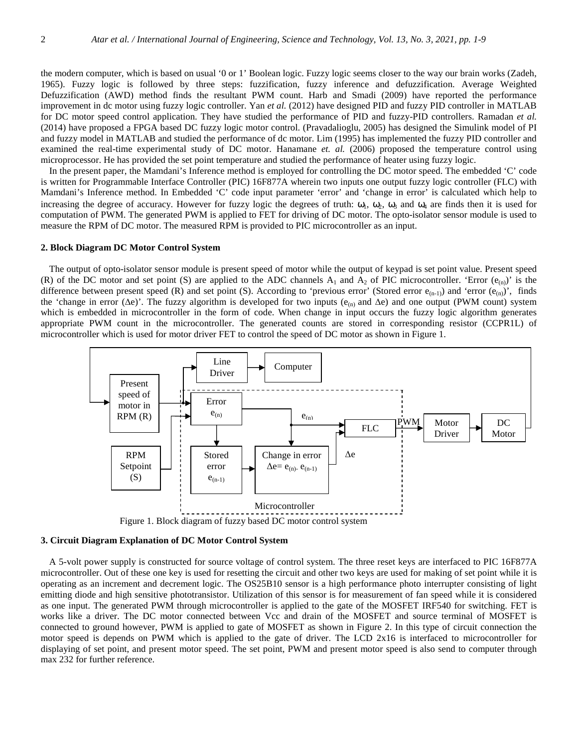the modern computer, which is based on usual '0 or 1' Boolean logic. Fuzzy logic seems closer to the way our brain works (Zadeh, 1965). Fuzzy logic is followed by three steps: fuzzification, fuzzy inference and defuzzification. Average Weighted Defuzzification (AWD) method finds the resultant PWM count. Harb and Smadi (2009) have reported the performance improvement in dc motor using fuzzy logic controller. Yan *et al.* (2012) have designed PID and fuzzy PID controller in MATLAB for DC motor speed control application. They have studied the performance of PID and fuzzy-PID controllers. Ramadan *et al.* (2014) have proposed a FPGA based DC fuzzy logic motor control. (Pravadalioglu, 2005) has designed the Simulink model of PI and fuzzy model in MATLAB and studied the performance of dc motor. Lim (1995) has implemented the fuzzy PID controller and examined the real-time experimental study of DC motor. Hanamane *et. al.* (2006) proposed the temperature control using microprocessor. He has provided the set point temperature and studied the performance of heater using fuzzy logic.

In the present paper, the Mamdani's Inference method is employed for controlling the DC motor speed. The embedded 'C' code is written for Programmable Interface Controller (PIC) 16F877A wherein two inputs one output fuzzy logic controller (FLC) with Mamdani's Inference method. In Embedded 'C' code input parameter 'error' and 'change in error' is calculated which help to increasing the degree of accuracy. However for fuzzy logic the degrees of truth: $\omega_1$, $\omega_2$, $\omega_3$ and $\omega_4$ are finds then it is used for computation of PWM. The generated PWM is applied to FET for driving of DC motor. The opto-isolator sensor module is used to measure the RPM of DC motor. The measured RPM is provided to PIC microcontroller as an input.

## 2. Block Diagram DC Motor Control System

The output of opto-isolator sensor module is present speed of motor while the output of keypad is set point value. Present speed (R) of the DC motor and set point (S) are applied to the ADC channels $A_1$ and $A_2$ of PIC microcontroller. 'Error ($e_{(n)}$)' is the difference between present speed (R) and set point (S). According to 'previous error' (Stored error $e_{(n-1)}$) and 'error ($e_{(n)}$)', finds the 'change in error ($\Delta e$)'. The fuzzy algorithm is developed for two inputs ($e_{(n)}$ and $\Delta e$) and one output (PWM count) system which is embedded in microcontroller in the form of code. When change in input occurs the fuzzy logic algorithm generates appropriate PWM count in the microcontroller. The generated counts are stored in corresponding resistor (CCPR1L) of microcontroller which is used for motor driver FET to control the speed of DC motor as shown in Figure 1.

Figure 1. Block diagram of fuzzy based DC motor control system

## 3. Circuit Diagram Explanation of DC Motor Control System

A 5-volt power supply is constructed for source voltage of control system. The three reset keys are interfaced to PIC 16F877A microcontroller. Out of these one key is used for resetting the circuit and other two keys are used for making of set point while it is operating as an increment and decrement logic. The OS25B10 sensor is a high performance photo interrupter consisting of light emitting diode and high sensitive phototransistor. Utilization of this sensor is for measurement of fan speed while it is considered as one input. The generated PWM through microcontroller is applied to the gate of the MOSFET IRF540 for switching. FET is works like a driver. The DC motor connected between Vcc and drain of the MOSFET and source terminal of MOSFET is connected to ground however, PWM is applied to gate of MOSFET as shown in Figure 2. In this type of circuit connection the motor speed is depends on PWM which is applied to the gate of driver. The LCD 2x16 is interfaced to microcontroller for displaying of set point, and present motor speed. The set point, PWM and present motor speed is also send to computer through max 232 for further reference.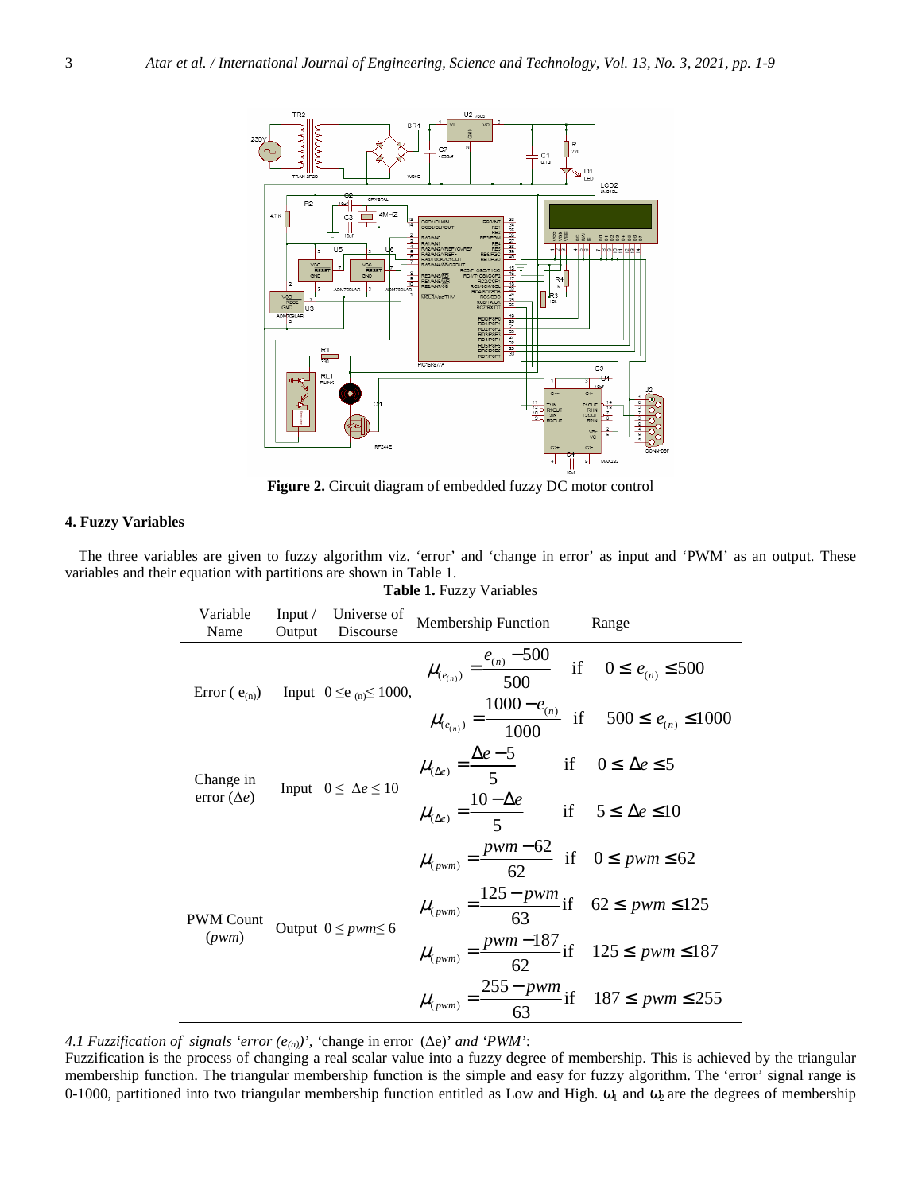**Figure 2.** Circuit diagram of embedded fuzzy DC motor control

## 4. Fuzzy Variables

The three variables are given to fuzzy algorithm viz. 'error' and 'change in error' as input and 'PWM' as an output. These variables and their equation with partitions are shown in Table 1.

**Table 1.** Fuzzy Variables

| Variable Name | Input / Output | Universe of Discourse | Membership Function | Range |
|---|---|---|---|---|
| Error ( $e_{(n)}$) | Input | $0 \leq e_{(n)} \leq 1000$, | $\mu_{(e_{(n)})} = \frac{e_{(n)} - 500}{500}$ if | $0 \leq e_{(n)} \leq 500$ |
| | | | $\mu_{(e_{(n)})} = \frac{1000 - e_{(n)}}{1000}$ if | $500 \leq e_{(n)} \leq 1000$ |
| Change in error ($\Delta e$) | Input | $0 \leq \Delta e \leq 10$ | $\mu_{(\Delta e)} = \frac{\Delta e - 5}{5}$ if | $0 \leq \Delta e \leq 5$ |
| | | | $\mu_{(\Delta e)} = \frac{10 - \Delta e}{5}$ if | $5 \leq \Delta e \leq 10$ |
| PWM Count ($pwm$) | Output | $0 \leq pwm \leq 6$ | $\mu_{(pwm)} = \frac{pwm - 62}{62}$ if | $0 \leq pwm \leq 62$ |
| | | | $\mu_{(pwm)} = \frac{125 - pwm}{63}$ if | $62 \leq pwm \leq 125$ |
| | | | $\mu_{(pwm)} = \frac{pwm - 187}{62}$ if | $125 \leq pwm \leq 187$ |
| | | | $\mu_{(pwm)} = \frac{255 - pwm}{63}$ if | $187 \leq pwm \leq 255$ |

### *4.1 Fuzzification of signals 'error ($e_{(n)}$)', 'change in error ($\Delta$e)' and 'PWM':*

Fuzzification is the process of changing a real scalar value into a fuzzy degree of membership. This is achieved by the triangular membership function. The triangular membership function is the simple and easy for fuzzy algorithm. The 'error' signal range is 0-1000, partitioned into two triangular membership function entitled as Low and High. $\omega_1$ and $\omega_2$ are the degrees of membership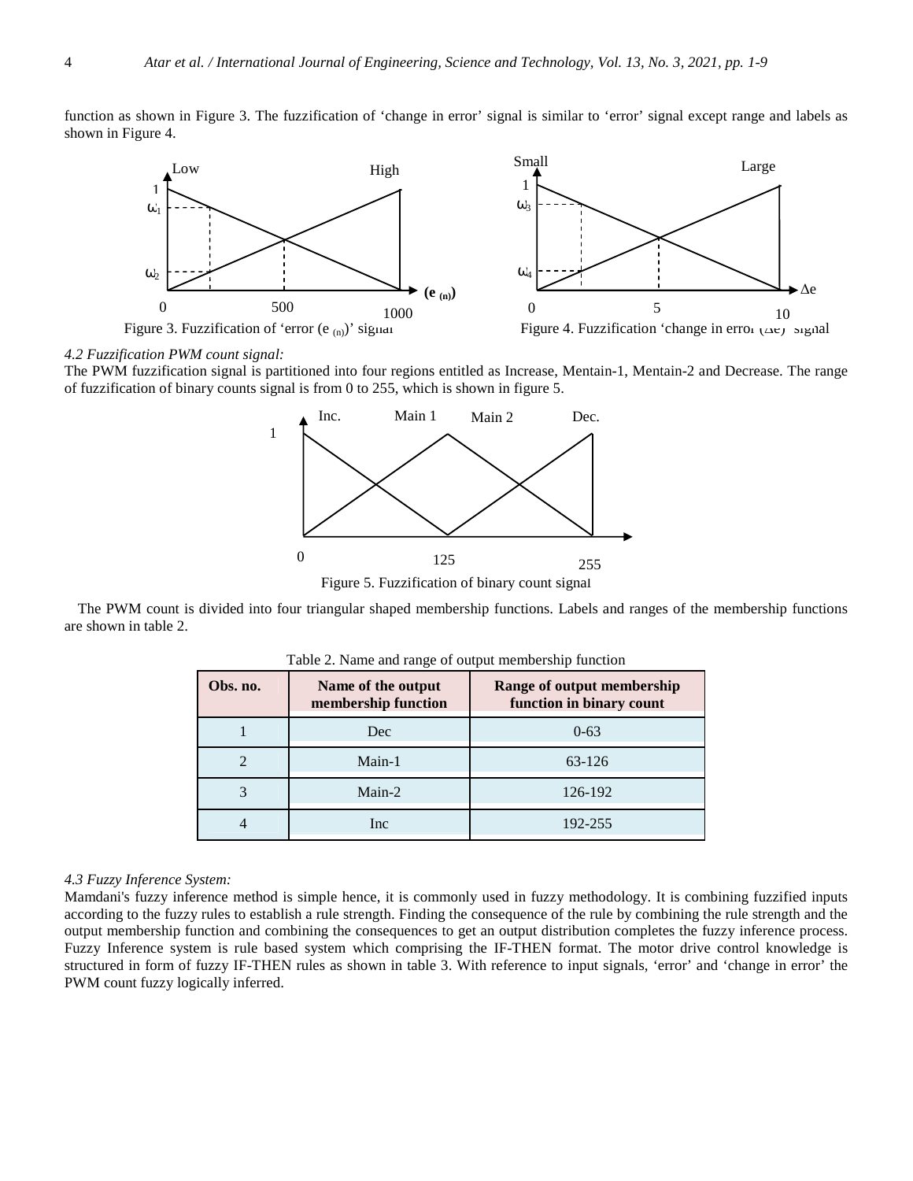function as shown in Figure 3. The fuzzification of 'change in error' signal is similar to 'error' signal except range and labels as shown in Figure 4.

Figure 3. Fuzzification of 'error ($e_{(n)}$)' signal

Figure 4. Fuzzification 'change in error ($\Delta e$)' signal

*4.2 Fuzzification PWM count signal:*

The PWM fuzzification signal is partitioned into four regions entitled as Increase, Mentain-1, Mentain-2 and Decrease. The range of fuzzification of binary counts signal is from 0 to 255, which is shown in figure 5.

Figure 5. Fuzzification of binary count signal

The PWM count is divided into four triangular shaped membership functions. Labels and ranges of the membership functions are shown in table 2.

Table 2. Name and range of output membership function

| Obs. no. | Name of the output membership function | Range of output membership function in binary count |
|---|---|---|
| 1 | Dec | 0-63 |
| 2 | Main-1 | 63-126 |
| 3 | Main-2 | 126-192 |
| 4 | Inc | 192-255 |

*4.3 Fuzzy Inference System:*

Mamdani's fuzzy inference method is simple hence, it is commonly used in fuzzy methodology. It is combining fuzzified inputs according to the fuzzy rules to establish a rule strength. Finding the consequence of the rule by combining the rule strength and the output membership function and combining the consequences to get an output distribution completes the fuzzy inference process. Fuzzy Inference system is rule based system which comprising the IF-THEN format. The motor drive control knowledge is structured in form of fuzzy IF-THEN rules as shown in table 3. With reference to input signals, 'error' and 'change in error' the PWM count fuzzy logically inferred.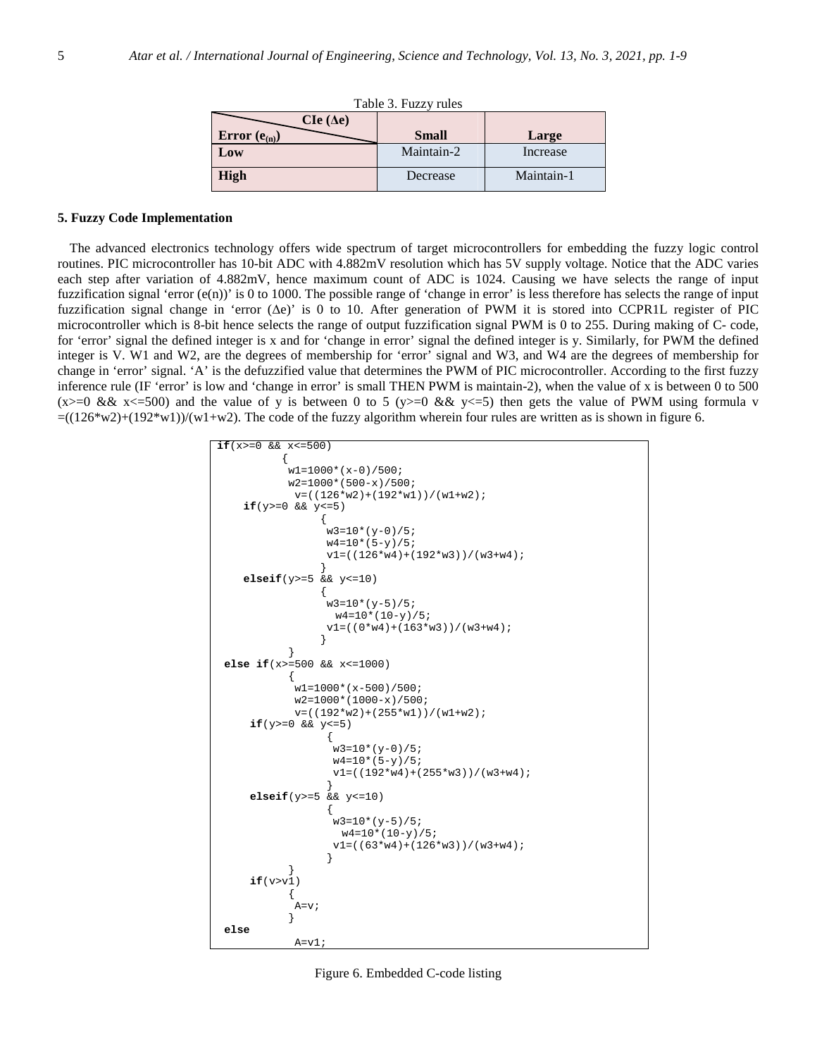Table 3. Fuzzy rules

| Error ($e_{(n)}$) \ CIe ($\Delta$e) | Small | Large |
|---|---|---|
| **Low** | Maintain-2 | Increase |
| **High** | Decrease | Maintain-1 |

## 5. Fuzzy Code Implementation

The advanced electronics technology offers wide spectrum of target microcontrollers for embedding the fuzzy logic control routines. PIC microcontroller has 10-bit ADC with 4.882mV resolution which has 5V supply voltage. Notice that the ADC varies each step after variation of 4.882mV, hence maximum count of ADC is 1024. Causing we have selects the range of input fuzzification signal 'error (e(n))' is 0 to 1000. The possible range of 'change in error' is less therefore has selects the range of input fuzzification signal change in 'error ($\Delta$e)' is 0 to 10. After generation of PWM it is stored into CCPR1L register of PIC microcontroller which is 8-bit hence selects the range of output fuzzification signal PWM is 0 to 255. During making of C- code, for 'error' signal the defined integer is x and for 'change in error' signal the defined integer is y. Similarly, for PWM the defined integer is V. W1 and W2, are the degrees of membership for 'error' signal and W3, and W4 are the degrees of membership for change in 'error' signal. 'A' is the defuzzified value that determines the PWM of PIC microcontroller. According to the first fuzzy inference rule (IF 'error' is low and 'change in error' is small THEN PWM is maintain-2), when the value of x is between 0 to 500 (x>=0 && x<=500) and the value of y is between 0 to 5 (y>=0 && y<=5) then gets the value of PWM using formula v =((126*w2)+(192*w1))/(w1+w2). The code of the fuzzy algorithm wherein four rules are written as is shown in figure 6.

```
if(x>=0 && x<=500)
         {
          w1=1000*(x-0)/500;
          w2=1000*(500-x)/500;
           v=((126*w2)+(192*w1))/(w1+w2);
    if(y>=0 && y<=5)
                {
                 w3=10*(y-0)/5;
                 w4=10*(5-y)/5;
                 v1=((126*w4)+(192*w3))/(w3+w4);
                }
    elseif(y>=5 && y<=10)
                {
                 w3=10*(y-5)/5;
                   w4=10*(10-y)/5;
                 v1=((0*w4)+(163*w3))/(w3+w4);
                }
          }
 else if(x>=500 && x<=1000)
          {
           w1=1000*(x-500)/500;
           w2=1000*(1000-x)/500;
           v=((192*w2)+(255*w1))/(w1+w2);
     if(y>=0 && y<=5)
                 {
                  w3=10*(y-0)/5;
                  w4=10*(5-y)/5;
                  v1=((192*w4)+(255*w3))/(w3+w4);
                 }
     elseif(y>=5 && y<=10)
                 {
                  w3=10*(y-5)/5;
                    w4=10*(10-y)/5;
                  v1=((63*w4)+(126*w3))/(w3+w4);
                 }
          }
     if(v>v1)
          {
           A=v;
          }
 else
           A=v1;
```

Figure 6. Embedded C-code listing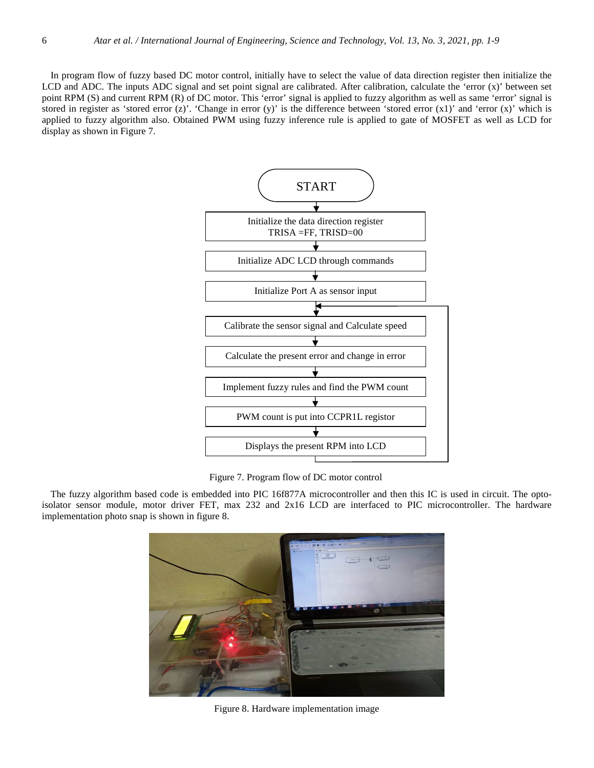In program flow of fuzzy based DC motor control, initially have to select the value of data direction register then initialize the LCD and ADC. The inputs ADC signal and set point signal are calibrated. After calibration, calculate the 'error (x)' between set point RPM (S) and current RPM (R) of DC motor. This 'error' signal is applied to fuzzy algorithm as well as same 'error' signal is stored in register as 'stored error (z)'. 'Change in error (y)' is the difference between 'stored error (x1)' and 'error (x)' which is applied to fuzzy algorithm also. Obtained PWM using fuzzy inference rule is applied to gate of MOSFET as well as LCD for display as shown in Figure 7.

START

Initialize the data direction register TRISA =FF, TRISD=00

Initialize ADC LCD through commands

Initialize Port A as sensor input

Calibrate the sensor signal and Calculate speed

Calculate the present error and change in error

Implement fuzzy rules and find the PWM count

PWM count is put into CCPR1L registor

Displays the present RPM into LCD

Figure 7. Program flow of DC motor control

The fuzzy algorithm based code is embedded into PIC 16f877A microcontroller and then this IC is used in circuit. The opto-isolator sensor module, motor driver FET, max 232 and 2x16 LCD are interfaced to PIC microcontroller. The hardware implementation photo snap is shown in figure 8.

Figure 8. Hardware implementation image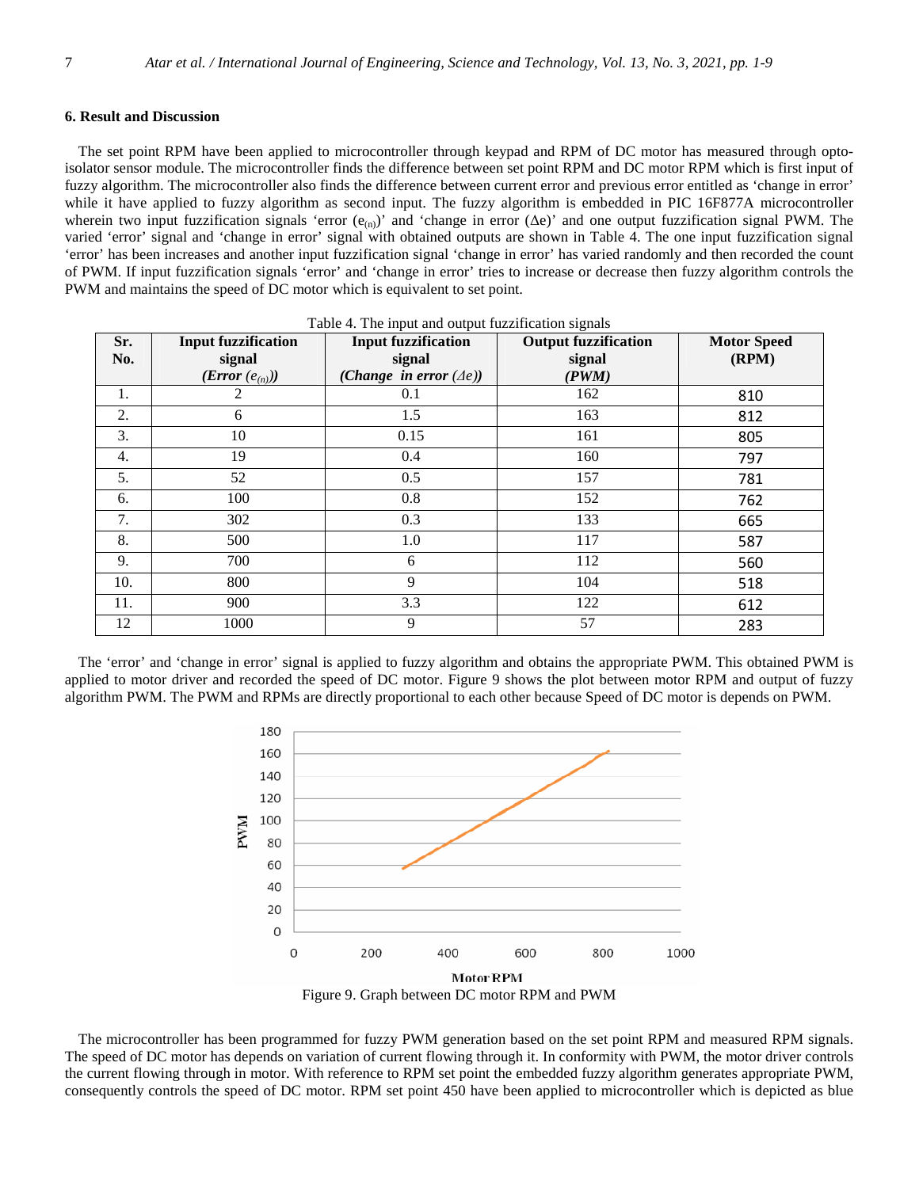## 6. Result and Discussion

The set point RPM have been applied to microcontroller through keypad and RPM of DC motor has measured through opto-isolator sensor module. The microcontroller finds the difference between set point RPM and DC motor RPM which is first input of fuzzy algorithm. The microcontroller also finds the difference between current error and previous error entitled as 'change in error' while it have applied to fuzzy algorithm as second input. The fuzzy algorithm is embedded in PIC 16F877A microcontroller wherein two input fuzzification signals 'error ($e_{(n)}$)' and 'change in error ($\Delta$e)' and one output fuzzification signal PWM. The varied 'error' signal and 'change in error' signal with obtained outputs are shown in Table 4. The one input fuzzification signal 'error' has been increases and another input fuzzification signal 'change in error' has varied randomly and then recorded the count of PWM. If input fuzzification signals 'error' and 'change in error' tries to increase or decrease then fuzzy algorithm controls the PWM and maintains the speed of DC motor which is equivalent to set point.

Table 4. The input and output fuzzification signals

| Sr. No. | Input fuzzification signal ***(Error ($e_{(n)}$))*** | Input fuzzification signal ***(Change in error ($\Delta e$))*** | Output fuzzification signal ***(PWM)*** | Motor Speed (RPM) |
|---|---|---|---|---|
| 1. | 2 | 0.1 | 162 | 810 |
| 2. | 6 | 1.5 | 163 | 812 |
| 3. | 10 | 0.15 | 161 | 805 |
| 4. | 19 | 0.4 | 160 | 797 |
| 5. | 52 | 0.5 | 157 | 781 |
| 6. | 100 | 0.8 | 152 | 762 |
| 7. | 302 | 0.3 | 133 | 665 |
| 8. | 500 | 1.0 | 117 | 587 |
| 9. | 700 | 6 | 112 | 560 |
| 10. | 800 | 9 | 104 | 518 |
| 11. | 900 | 3.3 | 122 | 612 |
| 12 | 1000 | 9 | 57 | 283 |

The 'error' and 'change in error' signal is applied to fuzzy algorithm and obtains the appropriate PWM. This obtained PWM is applied to motor driver and recorded the speed of DC motor. Figure 9 shows the plot between motor RPM and output of fuzzy algorithm PWM. The PWM and RPMs are directly proportional to each other because Speed of DC motor is depends on PWM.

Figure 9. Graph between DC motor RPM and PWM

The microcontroller has been programmed for fuzzy PWM generation based on the set point RPM and measured RPM signals. The speed of DC motor has depends on variation of current flowing through it. In conformity with PWM, the motor driver controls the current flowing through in motor. With reference to RPM set point the embedded fuzzy algorithm generates appropriate PWM, consequently controls the speed of DC motor. RPM set point 450 have been applied to microcontroller which is depicted as blue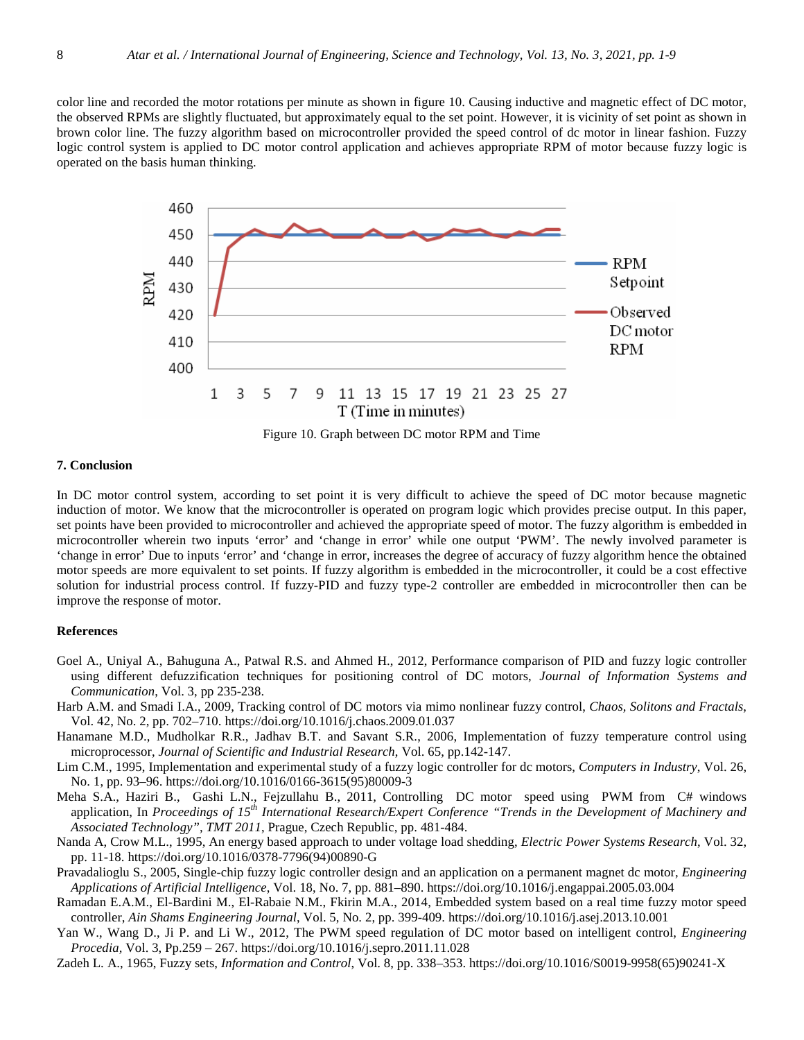color line and recorded the motor rotations per minute as shown in figure 10. Causing inductive and magnetic effect of DC motor, the observed RPMs are slightly fluctuated, but approximately equal to the set point. However, it is vicinity of set point as shown in brown color line. The fuzzy algorithm based on microcontroller provided the speed control of dc motor in linear fashion. Fuzzy logic control system is applied to DC motor control application and achieves appropriate RPM of motor because fuzzy logic is operated on the basis human thinking.

Figure 10. Graph between DC motor RPM and Time

### 7. Conclusion

In DC motor control system, according to set point it is very difficult to achieve the speed of DC motor because magnetic induction of motor. We know that the microcontroller is operated on program logic which provides precise output. In this paper, set points have been provided to microcontroller and achieved the appropriate speed of motor. The fuzzy algorithm is embedded in microcontroller wherein two inputs 'error' and 'change in error' while one output 'PWM'. The newly involved parameter is 'change in error' Due to inputs 'error' and 'change in error, increases the degree of accuracy of fuzzy algorithm hence the obtained motor speeds are more equivalent to set points. If fuzzy algorithm is embedded in the microcontroller, it could be a cost effective solution for industrial process control. If fuzzy-PID and fuzzy type-2 controller are embedded in microcontroller then can be improve the response of motor.

### References

Goel A., Uniyal A., Bahuguna A., Patwal R.S. and Ahmed H., 2012, Performance comparison of PID and fuzzy logic controller using different defuzzification techniques for positioning control of DC motors, *Journal of Information Systems and Communication*, Vol. 3, pp 235-238.

Harb A.M. and Smadi I.A., 2009, Tracking control of DC motors via mimo nonlinear fuzzy control, *Chaos, Solitons and Fractals*, Vol. 42, No. 2, pp. 702–710. https://doi.org/10.1016/j.chaos.2009.01.037

Hanamane M.D., Mudholkar R.R., Jadhav B.T. and Savant S.R., 2006, Implementation of fuzzy temperature control using microprocessor, *Journal of Scientific and Industrial Research*, Vol. 65, pp.142-147.

Lim C.M., 1995, Implementation and experimental study of a fuzzy logic controller for dc motors, *Computers in Industry*, Vol. 26, No. 1, pp. 93–96. https://doi.org/10.1016/0166-3615(95)80009-3

Meha S.A., Haziri B., Gashi L.N., Fejzullahu B., 2011, Controlling DC motor speed using PWM from C# windows application, In *Proceedings of 15th International Research/Expert Conference "Trends in the Development of Machinery and Associated Technology", TMT 2011*, Prague, Czech Republic, pp. 481-484.

Nanda A, Crow M.L., 1995, An energy based approach to under voltage load shedding, *Electric Power Systems Research*, Vol. 32, pp. 11-18. https://doi.org/10.1016/0378-7796(94)00890-G

Pravadalioglu S., 2005, Single-chip fuzzy logic controller design and an application on a permanent magnet dc motor, *Engineering Applications of Artificial Intelligence*, Vol. 18, No. 7, pp. 881–890. https://doi.org/10.1016/j.engappai.2005.03.004

Ramadan E.A.M., El-Bardini M., El-Rabaie N.M., Fkirin M.A., 2014, Embedded system based on a real time fuzzy motor speed controller, *Ain Shams Engineering Journal*, Vol. 5, No. 2, pp. 399-409. https://doi.org/10.1016/j.asej.2013.10.001

Yan W., Wang D., Ji P. and Li W., 2012, The PWM speed regulation of DC motor based on intelligent control, *Engineering Procedia*, Vol. 3, Pp.259 – 267. https://doi.org/10.1016/j.sepro.2011.11.028

Zadeh L. A., 1965, Fuzzy sets, *Information and Control*, Vol. 8, pp. 338–353. https://doi.org/10.1016/S0019-9958(65)90241-X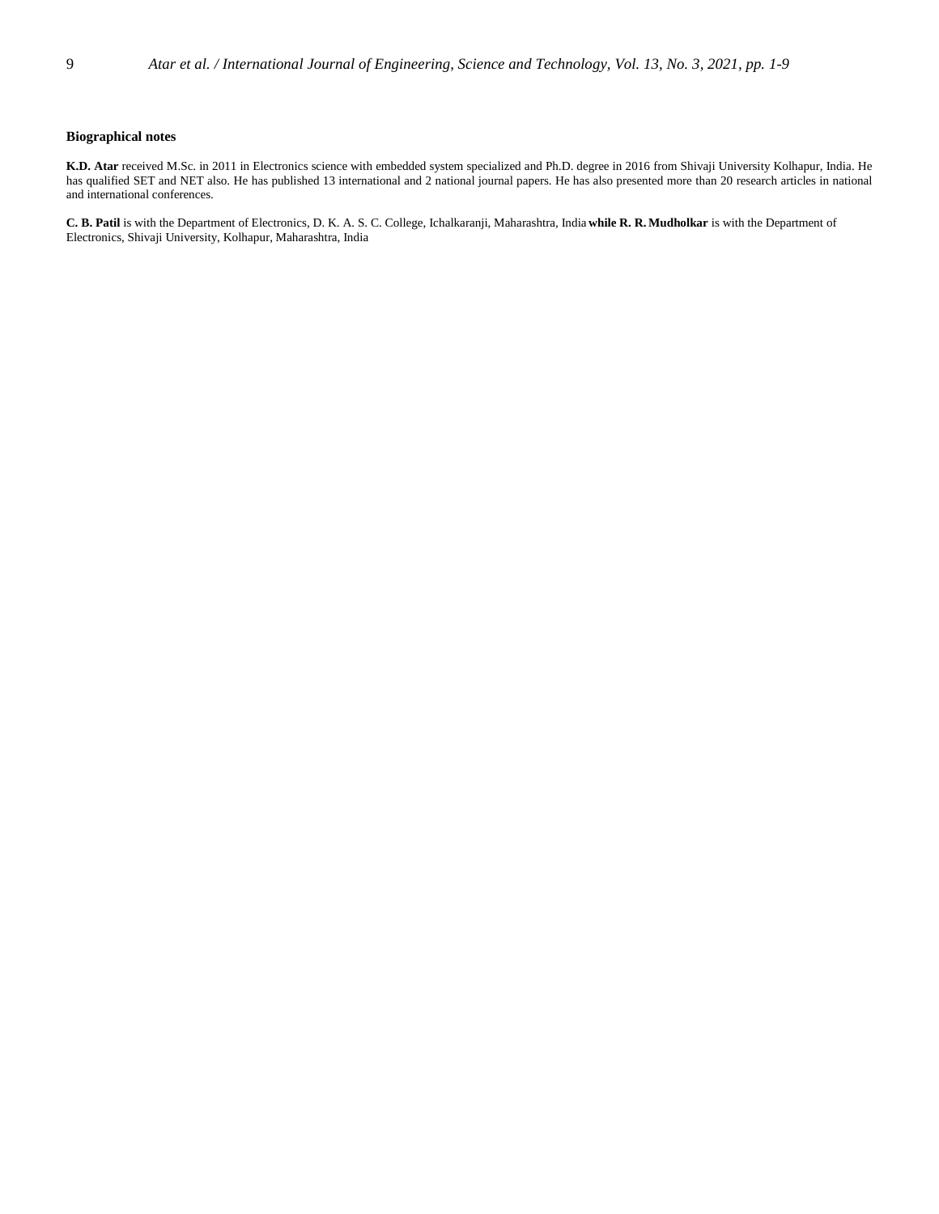### Biographical notes

**K.D. Atar** received M.Sc. in 2011 in Electronics science with embedded system specialized and Ph.D. degree in 2016 from Shivaji University Kolhapur, India. He has qualified SET and NET also. He has published 13 international and 2 national journal papers. He has also presented more than 20 research articles in national and international conferences.

**C. B. Patil** is with the Department of Electronics, D. K. A. S. C. College, Ichalkaranji, Maharashtra, India **while R. R. Mudholkar** is with the Department of Electronics, Shivaji University, Kolhapur, Maharashtra, India